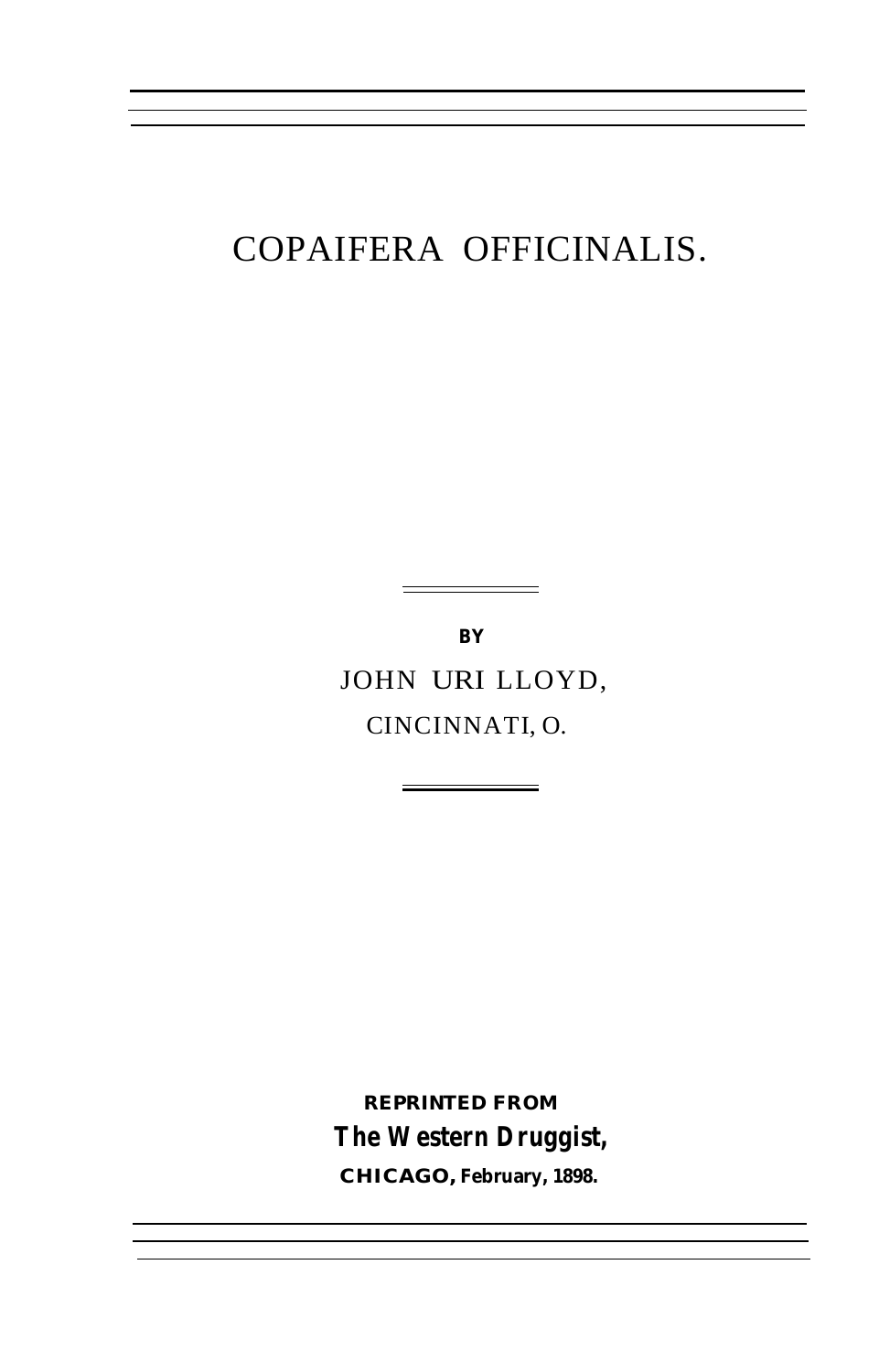# COPAIFERA OFFICINALIS.

**BY**

JOHN URI LLOYD,

CINCINNATI, O.

**REPRINTED FROM**

***The Western Druggist,***

**CHICAGO, February, 1898.**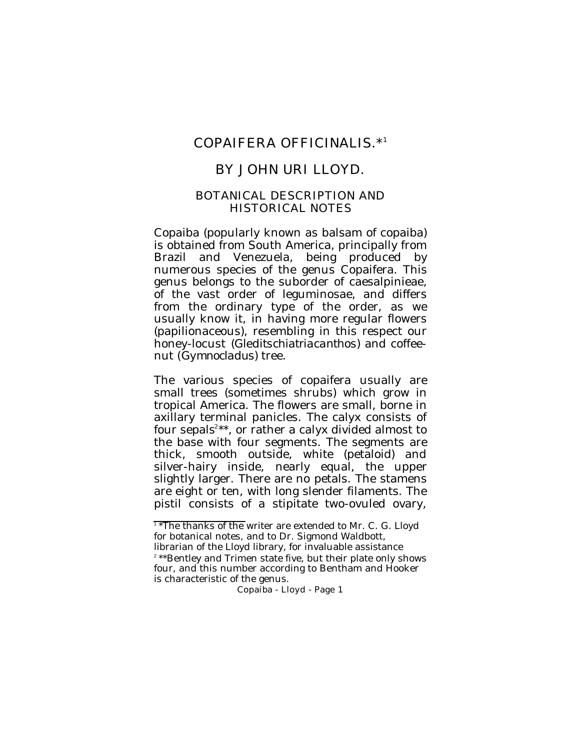# COPAIFERA OFFICINALIS.*[1]

## BY JOHN URI LLOYD.

### BOTANICAL DESCRIPTION AND HISTORICAL NOTES

Copaiba (popularly known as balsam of copaiba) is obtained from South America, principally from Brazil and Venezuela, being produced by numerous species of the genus Copaifera. This genus belongs to the suborder of caesalpinieae, of the vast order of leguminosae, and differs from the ordinary type of the order, as we usually know it, in having more regular flowers (papilionaceous), resembling in this respect our honey-locust (*Gleditschiatriacanthos*) and coffee-nut (*Gymnocladus*) tree.

The various species of copaifera usually are small trees (sometimes shrubs) which grow in tropical America. The flowers are small, borne in axillary terminal panicles. The calyx consists of four sepals[2]**, or rather a calyx divided almost to the base with four segments. The segments are thick, smooth outside, white (petaloid) and silver-hairy inside, nearly equal, the upper slightly larger. There are no petals. The stamens are eight or ten, with long slender filaments. The pistil consists of a stipitate two-ovuled ovary,

---

[1] *The thanks of the writer are extended to Mr. C. G. Lloyd for botanical notes, and to Dr. Sigmond Waldbott, librarian of the Lloyd library, for invaluable assistance

[2] **Bentley and Trimen state five, but their plate only shows four, and this number according to Bentham and Hooker is characteristic of the genus.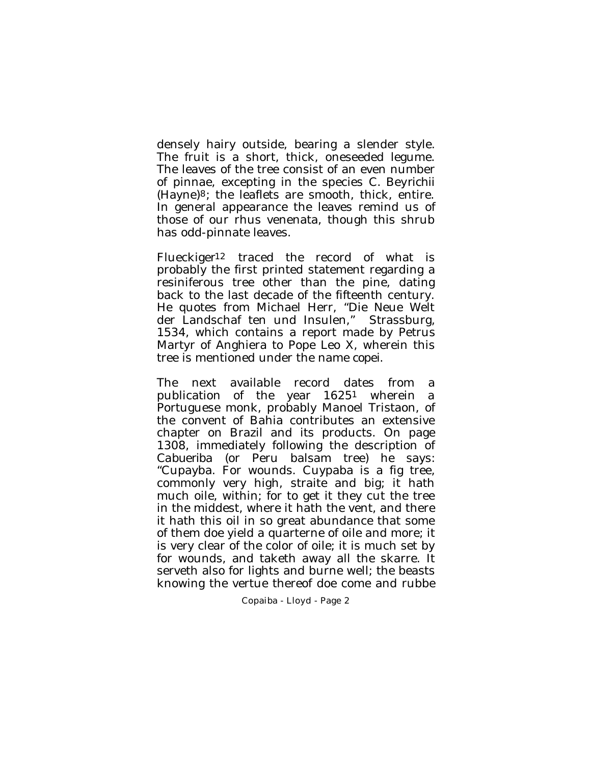densely hairy outside, bearing a slender style. The fruit is a short, thick, oneseeded legume. The leaves of the tree consist of an even number of pinnae, excepting in the species C. Beyrichii (Hayne)[8]; the leaflets are smooth, thick, entire. In general appearance the leaves remind us of those of our rhus venenata, though this shrub has odd-pinnate leaves.

Flueckiger[12] traced the record of what is probably the first printed statement regarding a resiniferous tree other than the pine, dating back to the last decade of the fifteenth century. He quotes from Michael Herr, "Die Neue Welt der Landschaf ten und Insulen," Strassburg, 1534, which contains a report made by Petrus Martyr of Anghiera to Pope Leo X, wherein this tree is mentioned under the name *copei*.

The next available record dates from a publication of the year 1625[1] wherein a Portuguese monk, probably Manoel Tristaon, of the convent of Bahia contributes an extensive chapter on Brazil and its products. On page 1308, immediately following the description of Cabueriba (or Peru balsam tree) he says: "Cupayba. For wounds. Cuypaba is a fig tree, commonly very high, straite and big; it hath much oile, within; for to get it they cut the tree in the middest, where it hath the vent, and there it hath this oil in so great abundance that some of them doe yield a quarterne of oile and more; it is very clear of the color of oile; it is much set by for wounds, and taketh away all the skarre. It serveth also for lights and burne well; the beasts knowing the vertue thereof doe come and rubbe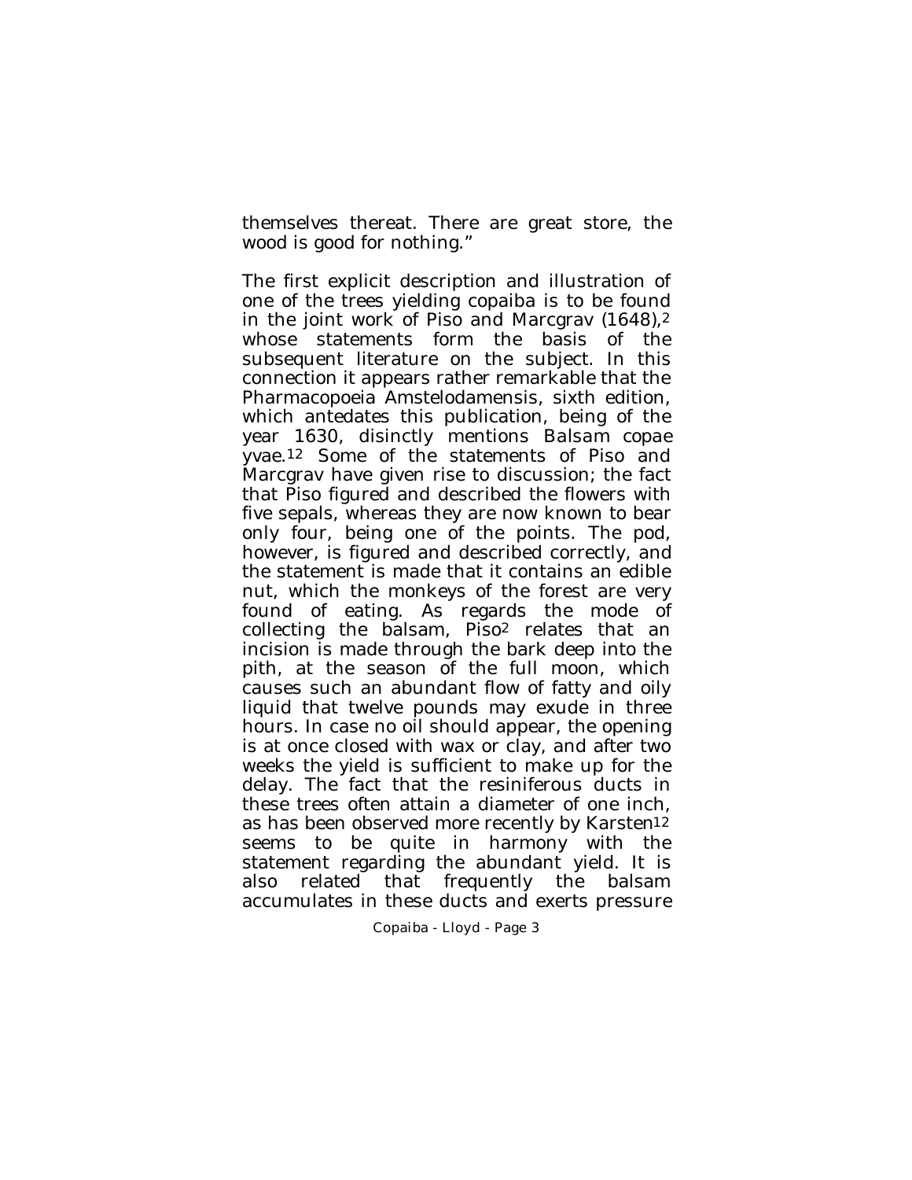themselves thereat. There are great store, the wood is good for nothing."

The first explicit description and illustration of one of the trees yielding copaiba is to be found in the joint work of Piso and Marcgrav (1648),[2] whose statements form the basis of the subsequent literature on the subject. In this connection it appears rather remarkable that the Pharmacopoeia Amstelodamensis, sixth edition, which antedates this publication, being of the year 1630, disinctly mentions *Balsam copae yvae*.[12] Some of the statements of Piso and Marcgrav have given rise to discussion; the fact that Piso figured and described the flowers with five sepals, whereas they are now known to bear only four, being one of the points. The pod, however, is figured and described correctly, and the statement is made that it contains an edible nut, which the monkeys of the forest are very found of eating. As regards the mode of collecting the balsam, Piso[2] relates that an incision is made through the bark deep into the pith, at the season of the full moon, which causes such an abundant flow of fatty and oily liquid that twelve pounds may exude in three hours. In case no oil should appear, the opening is at once closed with wax or clay, and after two weeks the yield is sufficient to make up for the delay. The fact that the resiniferous ducts in these trees often attain a diameter of one inch, as has been observed more recently by Karsten[12] seems to be quite in harmony with the statement regarding the abundant yield. It is also related that frequently the balsam accumulates in these ducts and exerts pressure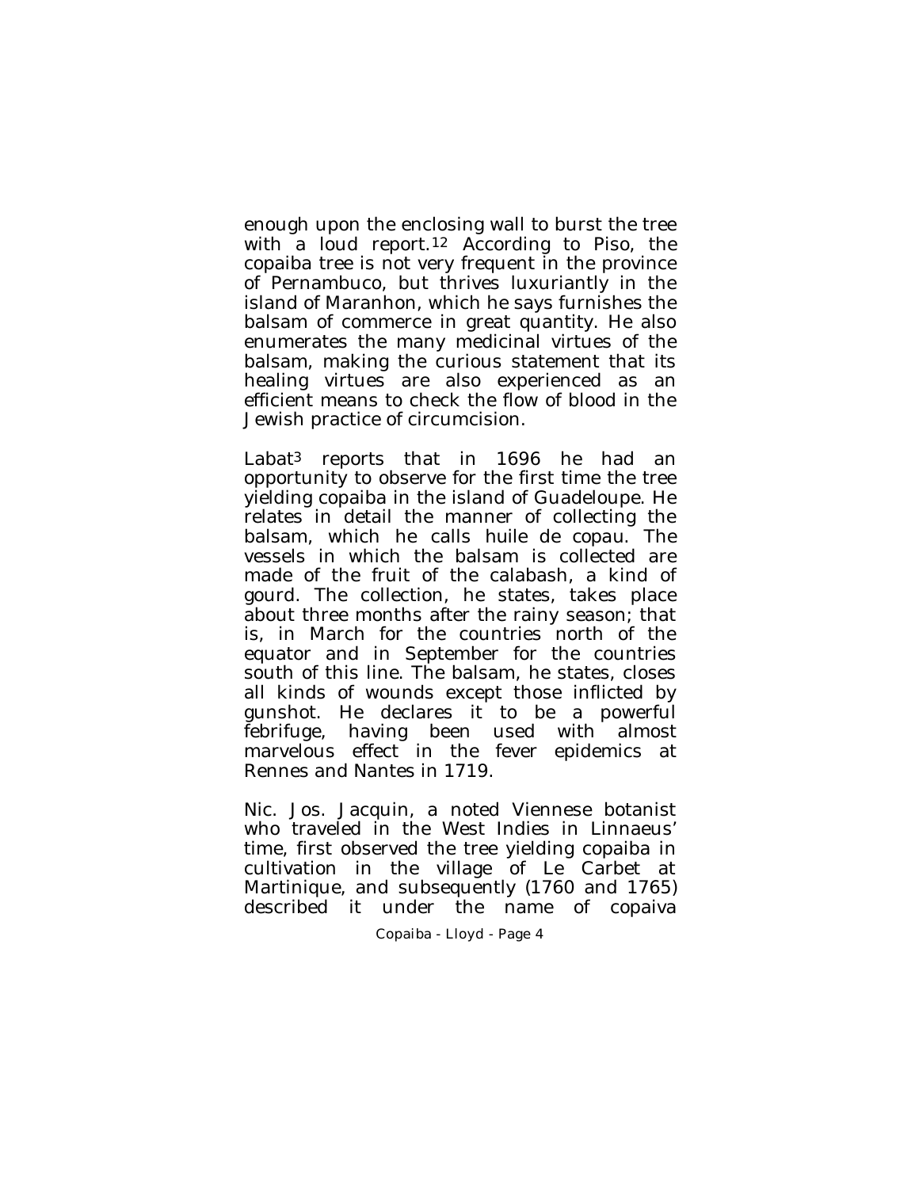enough upon the enclosing wall to burst the tree with a loud report.[12] According to Piso, the copaiba tree is not very frequent in the province of Pernambuco, but thrives luxuriantly in the island of Maranhon, which he says furnishes the balsam of commerce in great quantity. He also enumerates the many medicinal virtues of the balsam, making the curious statement that its healing virtues are also experienced as an efficient means to check the flow of blood in the Jewish practice of circumcision.

Labat[3] reports that in 1696 he had an opportunity to observe for the first time the tree yielding copaiba in the island of Guadeloupe. He relates in detail the manner of collecting the balsam, which he calls huile de copau. The vessels in which the balsam is collected are made of the fruit of the calabash, a kind of gourd. The collection, he states, takes place about three months after the rainy season; that is, in March for the countries north of the equator and in September for the countries south of this line. The balsam, he states, closes all kinds of wounds except those inflicted by gunshot. He declares it to be a powerful febrifuge, having been used with almost marvelous effect in the fever epidemics at Rennes and Nantes in 1719.

Nic. Jos. Jacquin, a noted Viennese botanist who traveled in the West Indies in Linnaeus' time, first observed the tree yielding copaiba in cultivation in the village of Le Carbet at Martinique, and subsequently (1760 and 1765) described it under the name of copaiva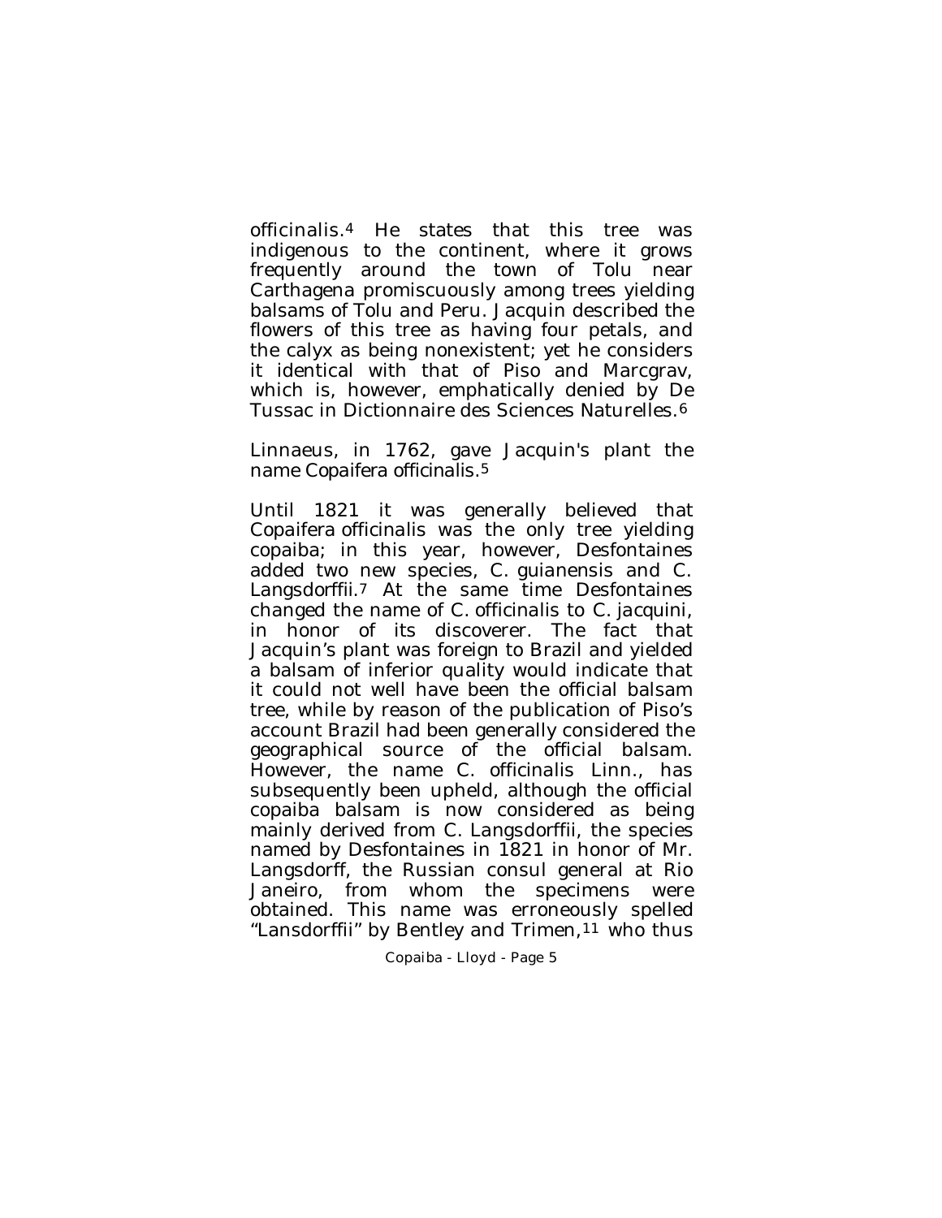*officinalis*.[4] He states that this tree was indigenous to the continent, where it grows frequently around the town of Tolu near Carthagena promiscuously among trees yielding balsams of Tolu and Peru. Jacquin described the flowers of this tree as having four petals, and the calyx as being nonexistent; yet he considers it identical with that of Piso and Marcgrav, which is, however, emphatically denied by De Tussac in Dictionnaire des Sciences Naturelles.[6]

Linnaeus, in 1762, gave Jacquin's plant the name *Copaifera officinalis*.[5]

Until 1821 it was generally believed that *Copaifera officinalis* was the only tree yielding copaiba; in this year, however, Desfontaines added two new species, *C. guianensis* and *C. Langsdorffii*.[7] At the same time Desfontaines changed the name of *C. officinalis* to *C. jacquini*, in honor of its discoverer. The fact that Jacquin's plant was foreign to Brazil and yielded a balsam of inferior quality would indicate that it could not well have been the official balsam tree, while by reason of the publication of Piso's account Brazil had been generally considered the geographical source of the official balsam. However, the name *C. officinalis* Linn., has subsequently been upheld, although the official copaiba balsam is now considered as being mainly derived from *C. Langsdorffii*, the species named by Desfontaines in 1821 in honor of Mr. Langsdorff, the Russian consul general at Rio Janeiro, from whom the specimens were obtained. This name was erroneously spelled "Lansdorffii" by Bentley and Trimen,[11] who thus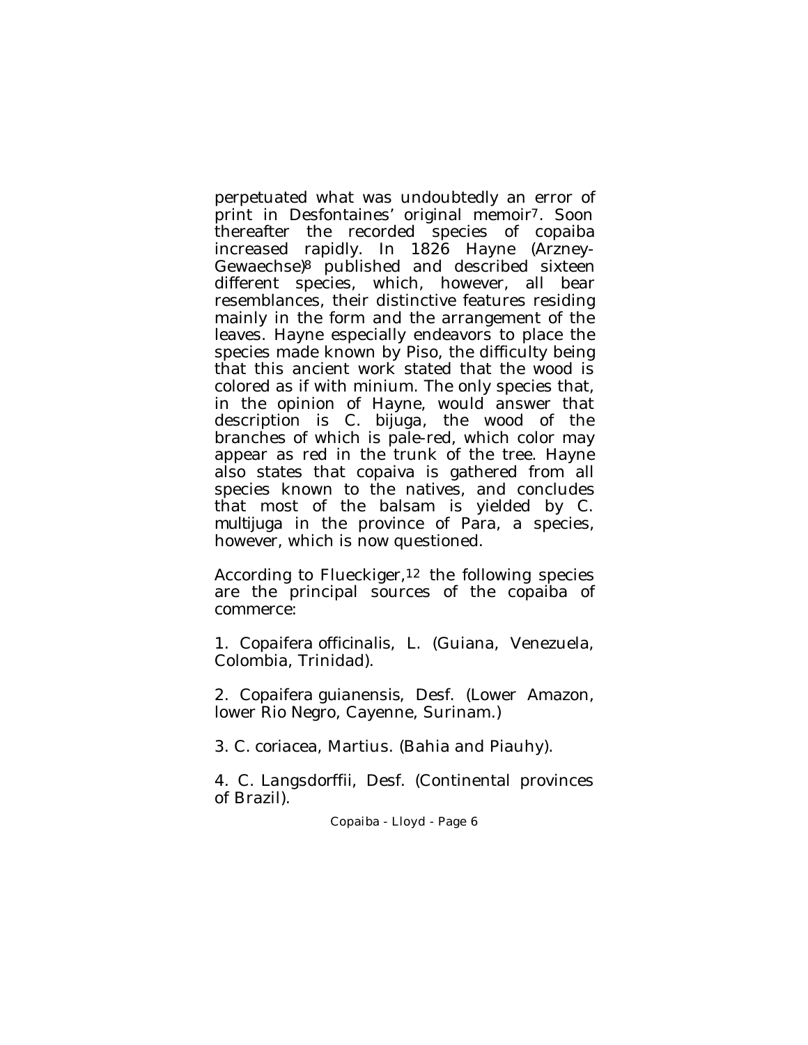perpetuated what was undoubtedly an error of print in Desfontaines' original memoir[7]. Soon thereafter the recorded species of copaiba increased rapidly. In 1826 Hayne (Arzney-Gewaechse)[8] published and described sixteen different species, which, however, all bear resemblances, their distinctive features residing mainly in the form and the arrangement of the leaves. Hayne especially endeavors to place the species made known by Piso, the difficulty being that this ancient work stated that the wood is colored as if with minium. The only species that, in the opinion of Hayne, would answer that description is *C. bijuga*, the wood of the branches of which is pale-red, which color may appear as red in the trunk of the tree. Hayne also states that copaiva is gathered from all species known to the natives, and concludes that most of the balsam is yielded by *C. multijuga* in the province of Para, a species, however, which is now questioned.

According to Flueckiger,[12] the following species are the principal sources of the copaiba of commerce:

1. *Copaifera officinalis*, L. (Guiana, Venezuela, Colombia, Trinidad).

2. *Copaifera guianensis*, Desf. (Lower Amazon, lower Rio Negro, Cayenne, Surinam.)

3. *C. coriacea*, Martius. (Bahia and Piauhy).

4. *C. Langsdorffii*, Desf. (Continental provinces of Brazil).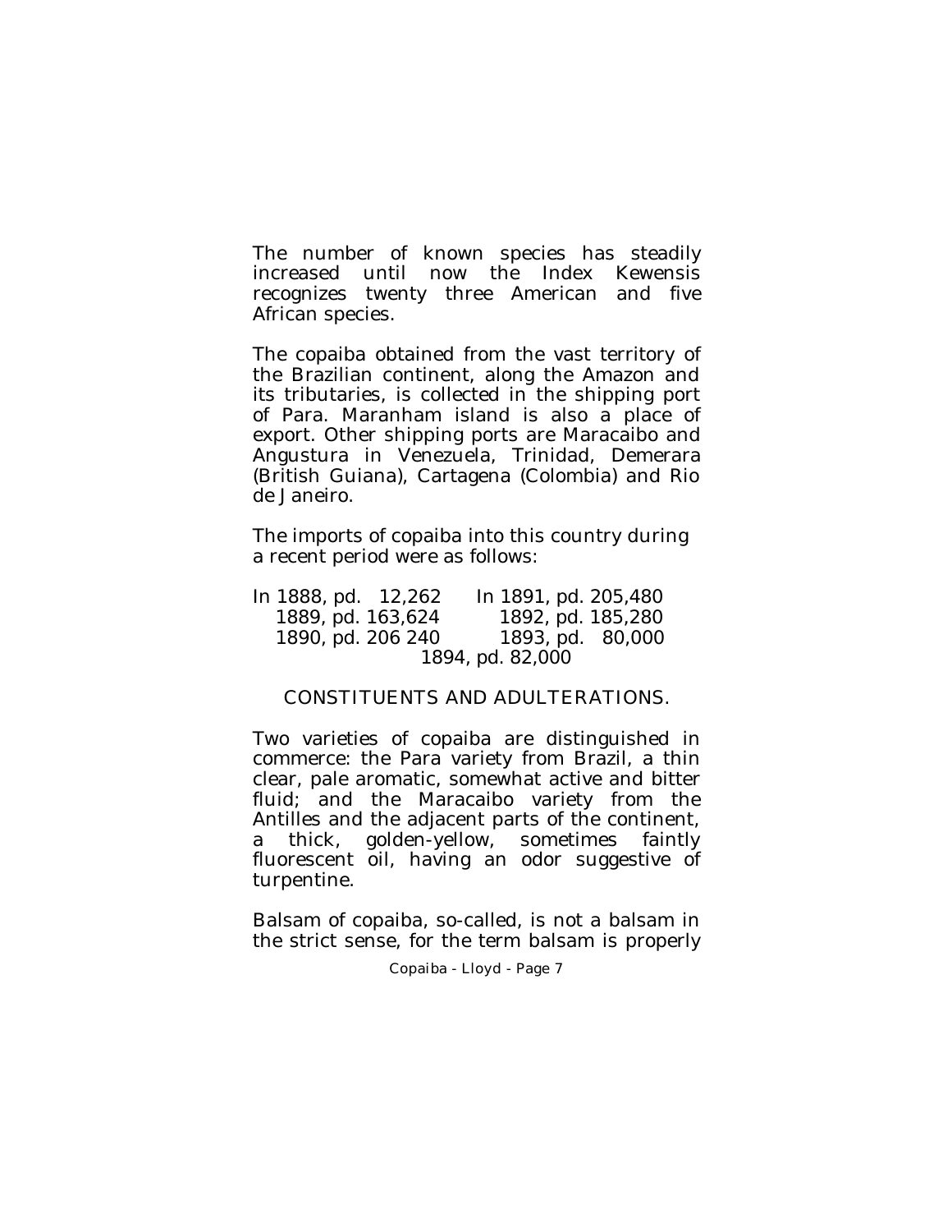The number of known species has steadily increased until now the Index Kewensis recognizes twenty three American and five African species.

The copaiba obtained from the vast territory of the Brazilian continent, along the Amazon and its tributaries, is collected in the shipping port of Para. Maranham island is also a place of export. Other shipping ports are Maracaibo and Angustura in Venezuela, Trinidad, Demerara (British Guiana), Cartagena (Colombia) and Rio de Janeiro.

The imports of copaiba into this country during a recent period were as follows:

| | |
|---|---|
| In 1888, pd. 12,262 | In 1891, pd. 205,480 |
| 1889, pd. 163,624 | 1892, pd. 185,280 |
| 1890, pd. 206 240 | 1893, pd. 80,000 |
| 1894, pd. 82,000 | |

## CONSTITUENTS AND ADULTERATIONS.

Two varieties of copaiba are distinguished in commerce: the Para variety from Brazil, a thin clear, pale aromatic, somewhat active and bitter fluid; and the Maracaibo variety from the Antilles and the adjacent parts of the continent, a thick, golden-yellow, sometimes faintly fluorescent oil, having an odor suggestive of turpentine.

Balsam of copaiba, so-called, is not a balsam in the strict sense, for the term balsam is properly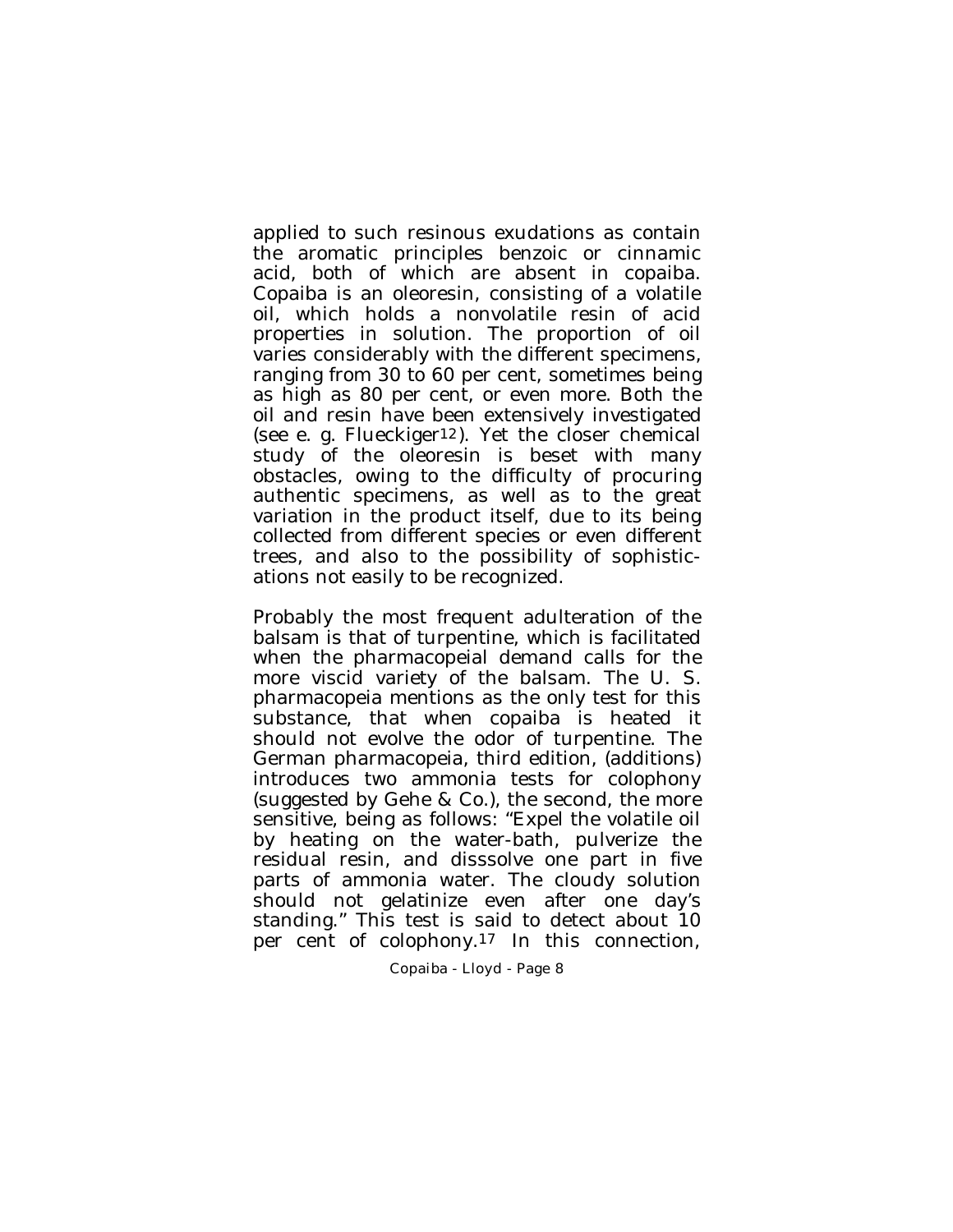applied to such resinous exudations as contain the aromatic principles benzoic or cinnamic acid, both of which are absent in copaiba. Copaiba is an oleoresin, consisting of a volatile oil, which holds a nonvolatile resin of acid properties in solution. The proportion of oil varies considerably with the different specimens, ranging from 30 to 60 per cent, sometimes being as high as 80 per cent, or even more. Both the oil and resin have been extensively investigated (see e. g. Flueckiger[12]). Yet the closer chemical study of the oleoresin is beset with many obstacles, owing to the difficulty of procuring authentic specimens, as well as to the great variation in the product itself, due to its being collected from different species or even different trees, and also to the possibility of sophistications not easily to be recognized.

Probably the most frequent adulteration of the balsam is that of turpentine, which is facilitated when the pharmacopeial demand calls for the more viscid variety of the balsam. The U. S. pharmacopeia mentions as the only test for this substance, that when copaiba is heated it should not evolve the odor of turpentine. The German pharmacopeia, third edition, (additions) introduces two ammonia tests for colophony (suggested by Gehe & Co.), the second, the more sensitive, being as follows: "Expel the volatile oil by heating on the water-bath, pulverize the residual resin, and disssolve one part in five parts of ammonia water. The cloudy solution should not gelatinize even after one day's standing." This test is said to detect about 10 per cent of colophony.[17] In this connection,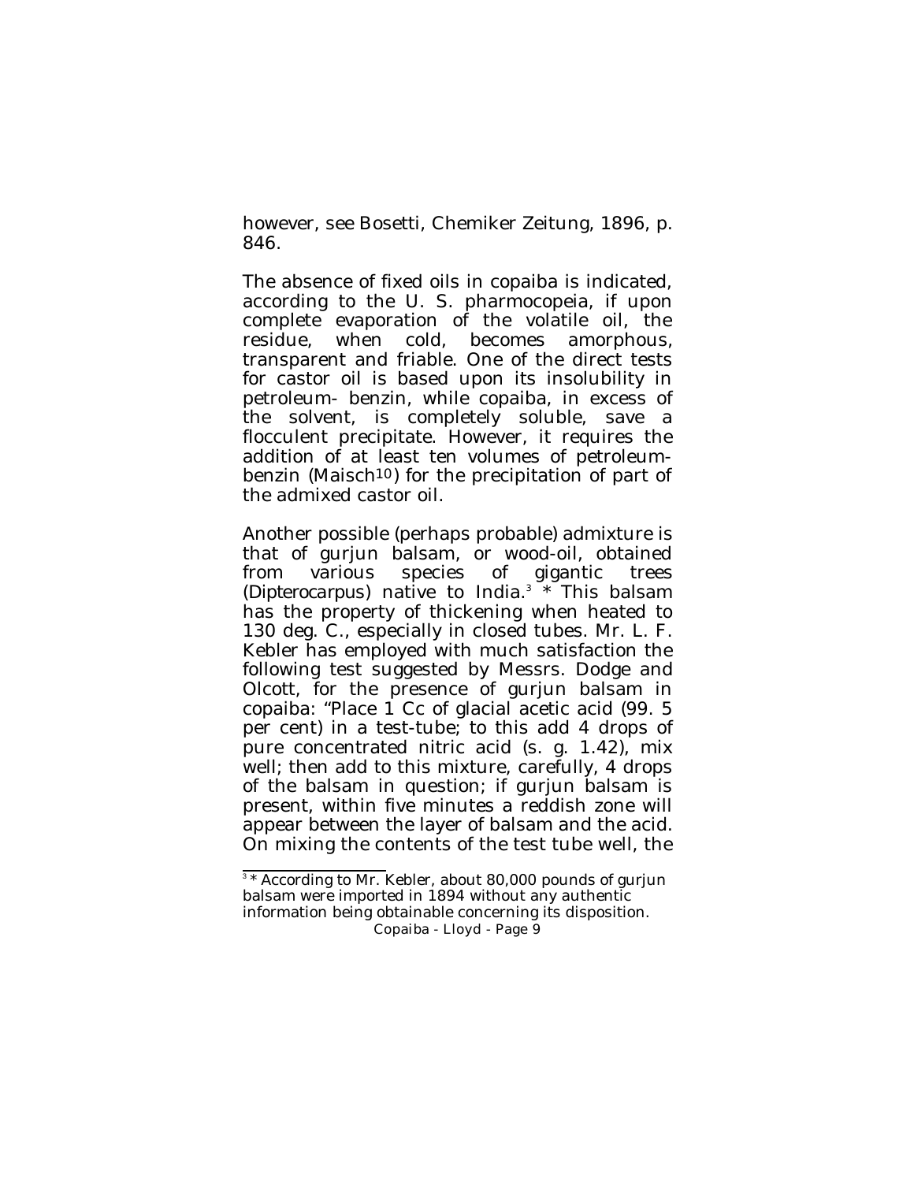however, see Bosetti, Chemiker Zeitung, 1896, p. 846.

The absence of fixed oils in copaiba is indicated, according to the U. S. pharmocopeia, if upon complete evaporation of the volatile oil, the residue, when cold, becomes amorphous, transparent and friable. One of the direct tests for castor oil is based upon its insolubility in petroleum- benzin, while copaiba, in excess of the solvent, is completely soluble, save a flocculent precipitate. However, it requires the addition of at least ten volumes of petroleum-benzin (Maisch[10]) for the precipitation of part of the admixed castor oil.

Another possible (perhaps probable) admixture is that of gurjun balsam, or wood-oil, obtained from various species of gigantic trees (Dipterocarpus) native to India.[3] * This balsam has the property of thickening when heated to 130 deg. C., especially in closed tubes. Mr. L. F. Kebler has employed with much satisfaction the following test suggested by Messrs. Dodge and Olcott, for the presence of gurjun balsam in copaiba: "Place 1 Cc of glacial acetic acid (99. 5 per cent) in a test-tube; to this add 4 drops of pure concentrated nitric acid (s. g. 1.42), mix well; then add to this mixture, carefully, 4 drops of the balsam in question; if gurjun balsam is present, within five minutes a reddish zone will appear between the layer of balsam and the acid. On mixing the contents of the test tube well, the

---

[3] * According to Mr. Kebler, about 80,000 pounds of gurjun balsam were imported in 1894 without any authentic information being obtainable concerning its disposition.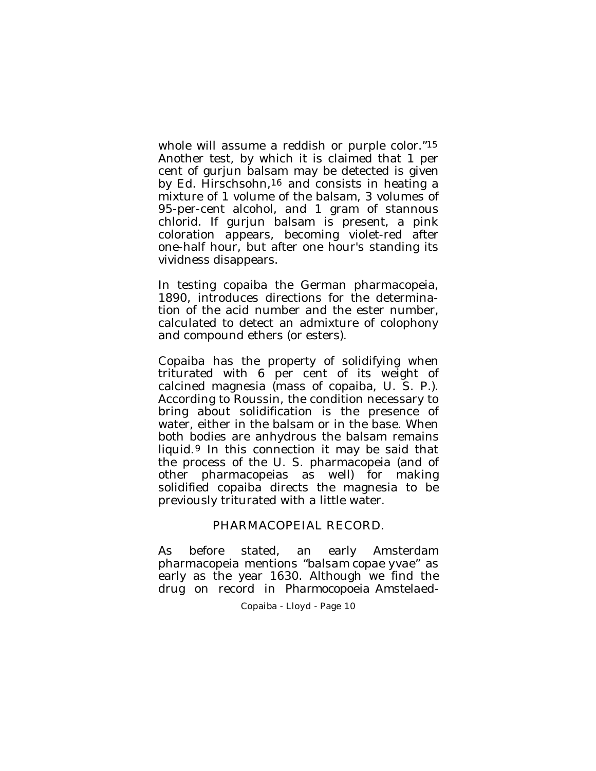whole will assume a reddish or purple color."[15] Another test, by which it is claimed that 1 per cent of gurjun balsam may be detected is given by Ed. Hirschsohn,[16] and consists in heating a mixture of 1 volume of the balsam, 3 volumes of 95-per-cent alcohol, and 1 gram of stannous chlorid. If gurjun balsam is present, a pink coloration appears, becoming violet-red after one-half hour, but after one hour's standing its vividness disappears.

In testing copaiba the German pharmacopeia, 1890, introduces directions for the determination of the acid number and the ester number, calculated to detect an admixture of colophony and compound ethers (or esters).

Copaiba has the property of solidifying when triturated with 6 per cent of its weight of calcined magnesia (mass of copaiba, U. S. P.). According to Roussin, the condition necessary to bring about solidification is the presence of water, either in the balsam or in the base. When both bodies are anhydrous the balsam remains liquid.[9] In this connection it may be said that the process of the U. S. pharmacopeia (and of other pharmacopeias as well) for making solidified copaiba directs the magnesia to be previously triturated with a little water.

## PHARMACOPEIAL RECORD.

As before stated, an early Amsterdam pharmacopeia mentions "*balsam copae yvae*" as early as the year 1630. Although we find the drug on record in *Pharmocopoeia Amstelaed-*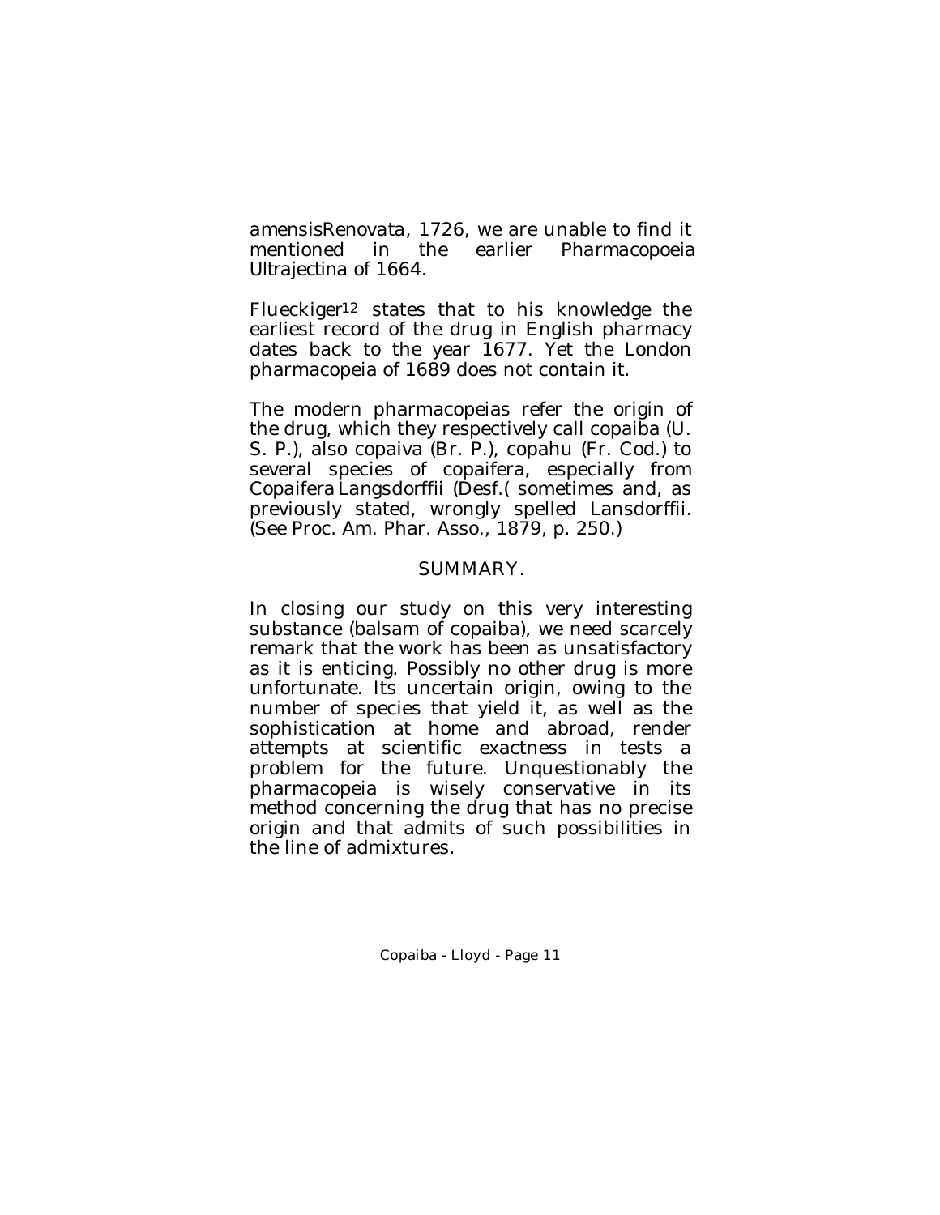amensisRenovata, 1726, we are unable to find it mentioned in the earlier *Pharmacopoeia Ultrajectina* of 1664.

Flueckiger[12] states that to his knowledge the earliest record of the drug in English pharmacy dates back to the year 1677. Yet the London pharmacopeia of 1689 does not contain it.

The modern pharmacopeias refer the origin of the drug, which they respectively call copaiba (U. S. P.), also copaiva (Br. P.), copahu (Fr. Cod.) to several species of copaifera, especially from *Copaifera Langsdorffii* (Desf.( sometimes and, as previously stated, wrongly spelled Lansdorffii. (See Proc. Am. Phar. Asso., 1879, p. 250.)

## SUMMARY.

In closing our study on this very interesting substance (balsam of copaiba), we need scarcely remark that the work has been as unsatisfactory as it is enticing. Possibly no other drug is more unfortunate. Its uncertain origin, owing to the number of species that yield it, as well as the sophistication at home and abroad, render attempts at scientific exactness in tests a problem for the future. Unquestionably the pharmacopeia is wisely conservative in its method concerning the drug that has no precise origin and that admits of such possibilities in the line of admixtures.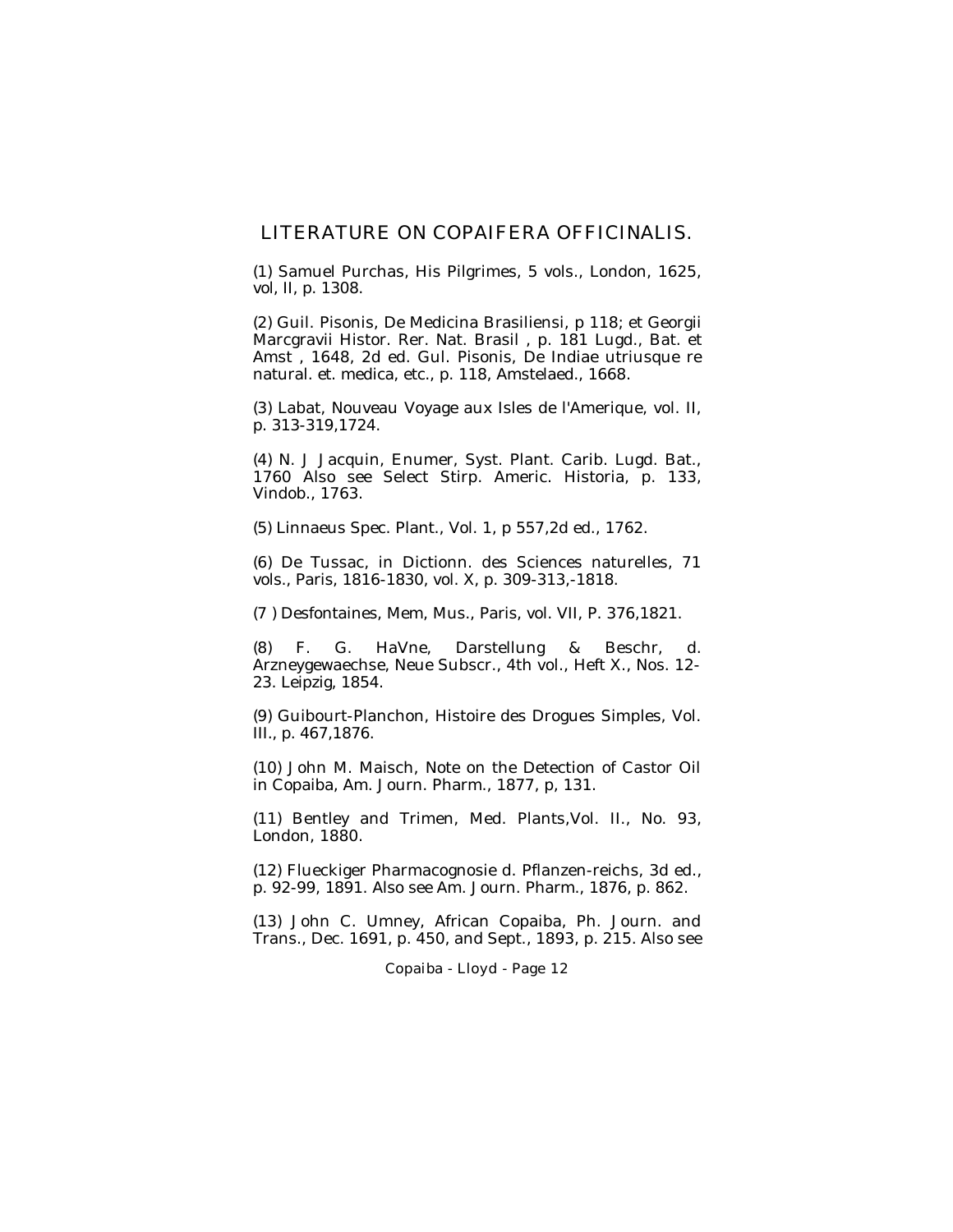## LITERATURE ON COPAIFERA OFFICINALIS.

(1) Samuel Purchas, His Pilgrimes, 5 vols., London, 1625, vol, II, p. 1308.

(2) Guil. Pisonis, De Medicina Brasiliensi, p 118; et Georgii Marcgravii Histor. Rer. Nat. Brasil , p. 181 Lugd., Bat. et Amst , 1648, 2d ed. Gul. Pisonis, De Indiae utriusque re natural. et. medica, etc., p. 118, Amstelaed., 1668.

(3) Labat, Nouveau Voyage aux Isles de l'Amerique, vol. II, p. 313-319,1724.

(4) N. J Jacquin, Enumer, Syst. Plant. Carib. Lugd. Bat., 1760 Also see Select Stirp. Americ. Historia, p. 133, Vindob., 1763.

(5) Linnaeus Spec. Plant., Vol. 1, p 557,2d ed., 1762.

(6) De Tussac, in Dictionn. des Sciences naturelles, 71 vols., Paris, 1816-1830, vol. X, p. 309-313,-1818.

(7 ) Desfontaines, Mem, Mus., Paris, vol. VII, P. 376,1821.

(8) F. G. HaVne, Darstellung & Beschr, d. Arzneygewaechse, Neue Subscr., 4th vol., Heft X., Nos. 12-23. Leipzig, 1854.

(9) Guibourt-Planchon, Histoire des Drogues Simples, Vol. III., p. 467,1876.

(10) John M. Maisch, Note on the Detection of Castor Oil in Copaiba, Am. Journ. Pharm., 1877, p, 131.

(11) Bentley and Trimen, Med. Plants,Vol. II., No. 93, London, 1880.

(12) Flueckiger Pharmacognosie d. Pflanzen-reichs, 3d ed., p. 92-99, 1891. Also see Am. Journ. Pharm., 1876, p. 862.

(13) John C. Umney, African Copaiba, Ph. Journ. and Trans., Dec. 1691, p. 450, and Sept., 1893, p. 215. Also see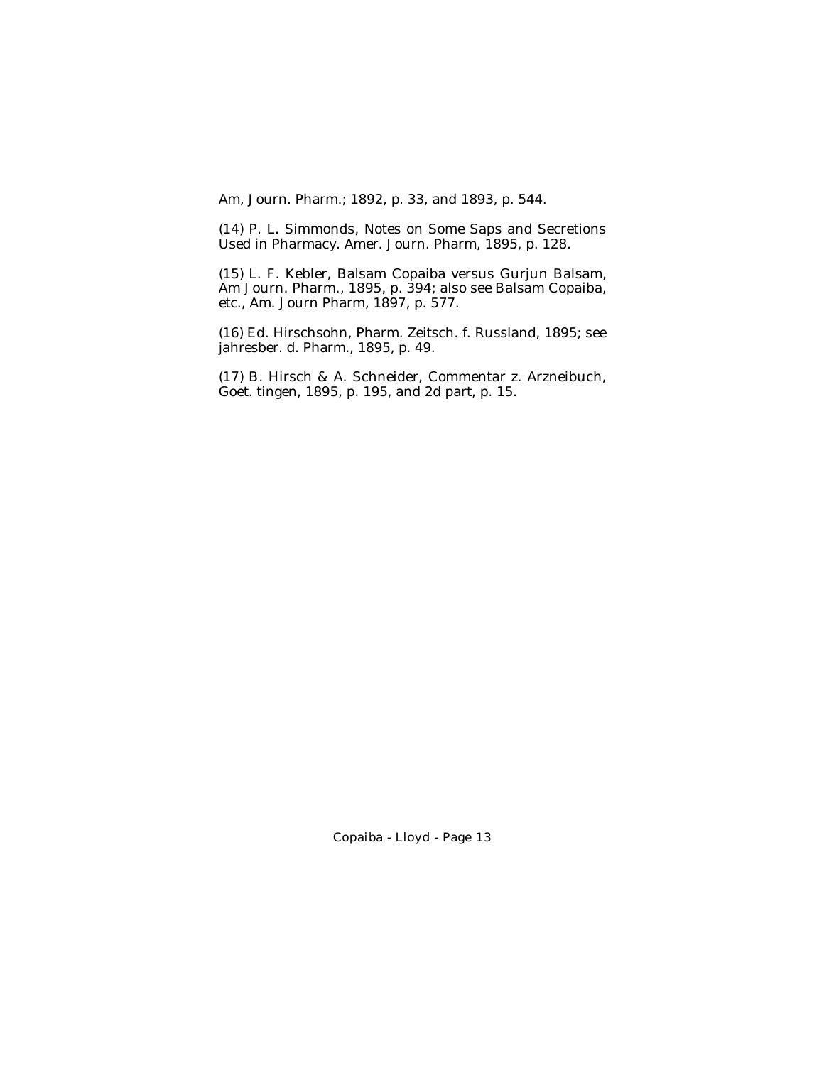Am, Journ. Pharm.; 1892, p. 33, and 1893, p. 544.

(14) P. L. Simmonds, Notes on Some Saps and Secretions Used in Pharmacy. Amer. Journ. Pharm, 1895, p. 128.

(15) L. F. Kebler, Balsam Copaiba versus Gurjun Balsam, Am Journ. Pharm., 1895, p. 394; also see Balsam Copaiba, etc., Am. Journ Pharm, 1897, p. 577.

(16) Ed. Hirschsohn, Pharm. Zeitsch. f. Russland, 1895; see jahresber. d. Pharm., 1895, p. 49.

(17) B. Hirsch & A. Schneider, Commentar z. Arzneibuch, Goet. tingen, 1895, p. 195, and 2d part, p. 15.